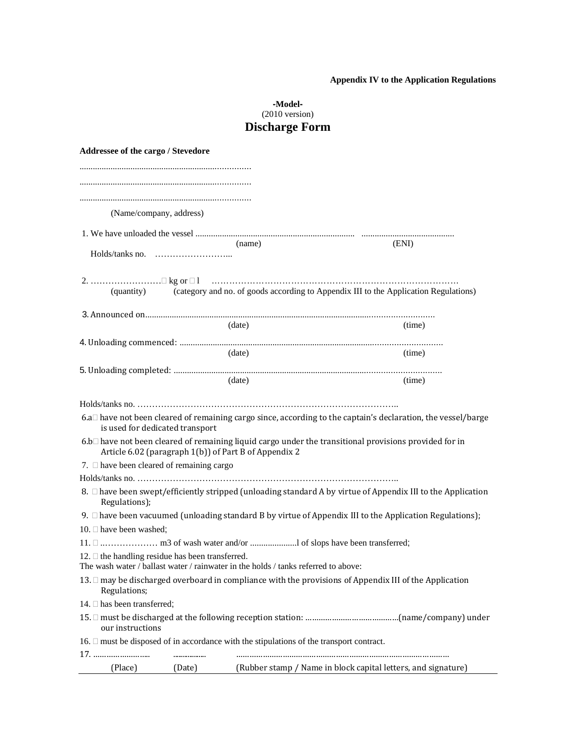**Appendix IV to the Application Regulations**

**-Model-**
(2010 version)

# Discharge Form

**Addressee of the cargo / Stevedore**

............................................................................

............................................................................

............................................................................

(Name/company, address)

1. We have unloaded the vessel ........................................................................ ..........................................
(name) (ENI)
Holds/tanks no. ……………………...

2. …………………… kg or  l …………………………………………………………………………
(quantity) (category and no. of goods according to Appendix III to the Application Regulations)

3. Announced on.............................................................................................................……………………
(date) (time)

4. Unloading commenced: ..................................................................................................………………………
(date) (time)

5. Unloading completed: .....................................................................................................………………………
(date) (time)

Holds/tanks no. ……………………………………………………………………………..

6.a have not been cleared of remaining cargo since, according to the captain's declaration, the vessel/barge is used for dedicated transport

6.b have not been cleared of remaining liquid cargo under the transitional provisions provided for in Article 6.02 (paragraph 1(b)) of Part B of Appendix 2

7.  have been cleared of remaining cargo

Holds/tanks no. ……………………………………………………………………………..

8.  have been swept/efficiently stripped (unloading standard A by virtue of Appendix III to the Application Regulations);

9.  have been vacuumed (unloading standard B by virtue of Appendix III to the Application Regulations);

10.  have been washed;

11.  ..……………… m3 of wash water and/or .....................l of slops have been transferred;

12.  the handling residue has been transferred.

The wash water / ballast water / rainwater in the holds / tanks referred to above:

13.  may be discharged overboard in compliance with the provisions of Appendix III of the Application Regulations;

14.  has been transferred;

15.  must be discharged at the following reception station: ………………………………….(name/company) under our instructions

16.  must be disposed of in accordance with the stipulations of the transport contract.

17. ……………………. ................. ……………………………………………………………………………
(Place) (Date) (Rubber stamp / Name in block capital letters, and signature)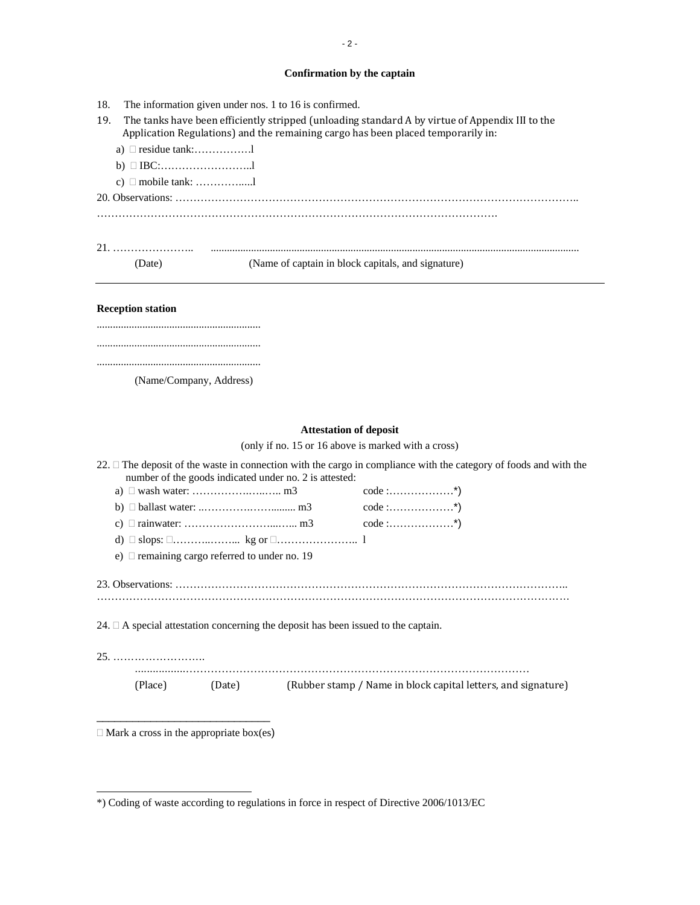## Confirmation by the captain

18. The information given under nos. 1 to 16 is confirmed.
19. The tanks have been efficiently stripped (unloading standard A by virtue of Appendix III to the Application Regulations) and the remaining cargo has been placed temporarily in:
    a) □ residue tank:…………….l
    b) □ IBC:……………………..l
    c) □ mobile tank: …………....l

20. Observations: ……………………………………………………………………………………………………..
…………………………………………………………………………………………………….

21. ………………….. ..........................................................................................................................................

(Date) (Name of captain in block capitals, and signature)

---

**Reception station**

............................................................

............................................................

............................................................

(Name/Company, Address)

### Attestation of deposit

(only if no. 15 or 16 above is marked with a cross)

22. □ The deposit of the waste in connection with the cargo in compliance with the category of foods and with the number of the goods indicated under no. 2 is attested:
    a) □ wash water: ……………….…….. m3 code :………………*)
    b) □ ballast water: ..…………….……........ m3 code :………………*)
    c) □ rainwater: ……………………....….. m3 code :………………*)
    d) □ slops: □………..…….. kg or □………………….. l
    e) □ remaining cargo referred to under no. 19

23. Observations: ………………………………………………………………………………………………..
……………………………………………………………………………………………………………………

24. □ A special attestation concerning the deposit has been issued to the captain.

25. ……………………..
.................…………………………………………………………………………………

(Place) (Date) (Rubber stamp / Name in block capital letters, and signature)

---

□ Mark a cross in the appropriate box(es)

---

*) Coding of waste according to regulations in force in respect of Directive 2006/1013/EC